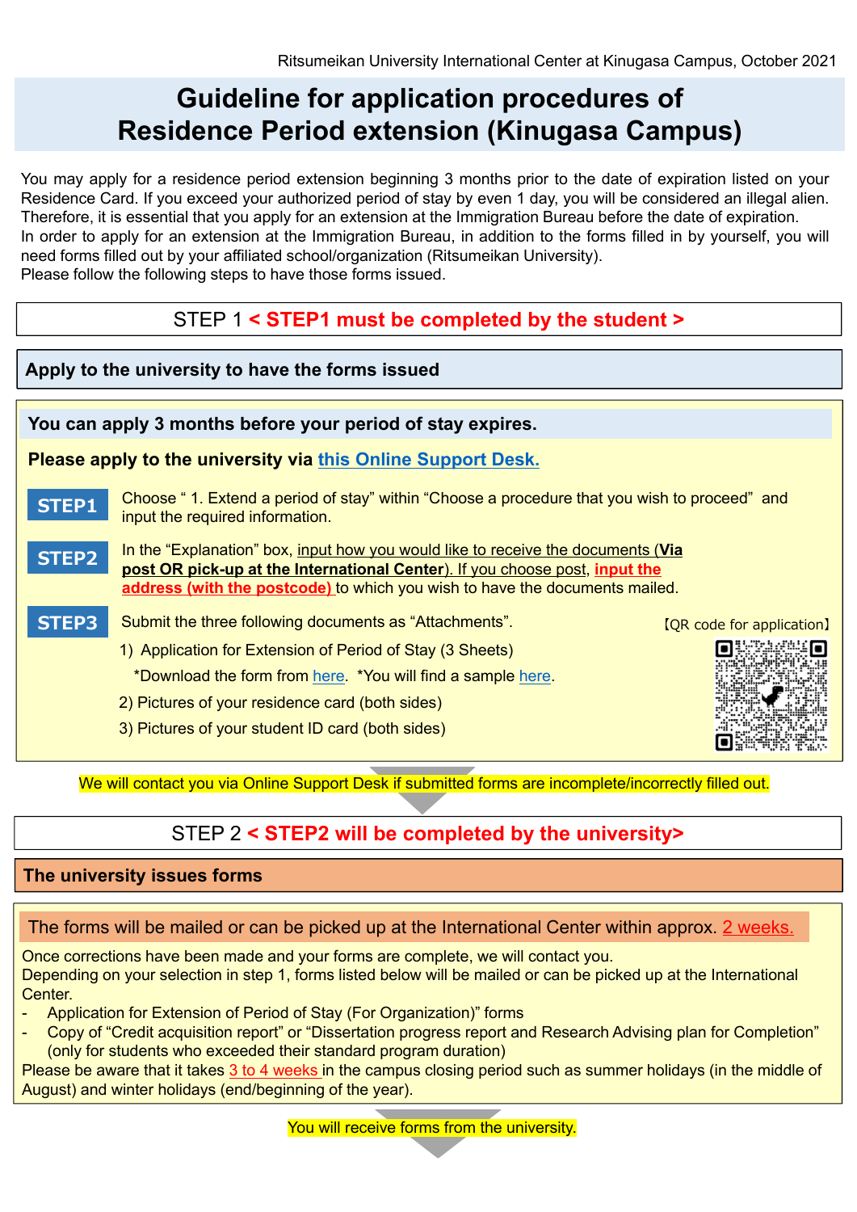Ritsumeikan University International Center at Kinugasa Campus, October 2021

# Guideline for application procedures of Residence Period extension (Kinugasa Campus)

You may apply for a residence period extension beginning 3 months prior to the date of expiration listed on your Residence Card. If you exceed your authorized period of stay by even 1 day, you will be considered an illegal alien. Therefore, it is essential that you apply for an extension at the Immigration Bureau before the date of expiration.
In order to apply for an extension at the Immigration Bureau, in addition to the forms filled in by yourself, you will need forms filled out by your affiliated school/organization (Ritsumeikan University).
Please follow the following steps to have those forms issued.

## STEP 1 < STEP1 must be completed by the student >

### Apply to the university to have the forms issued

**You can apply 3 months before your period of stay expires.**

**Please apply to the university via this Online Support Desk.**

**STEP1** Choose " 1. Extend a period of stay" within "Choose a procedure that you wish to proceed" and input the required information.

**STEP2** In the "Explanation" box, input how you would like to receive the documents (**Via post OR pick-up at the International Center**). If you choose post, **input the address (with the postcode)** to which you wish to have the documents mailed.

**STEP3** Submit the three following documents as "Attachments".

1) Application for Extension of Period of Stay (3 Sheets)
   *Download the form from here. *You will find a sample here.
2) Pictures of your residence card (both sides)
3) Pictures of your student ID card (both sides)

【QR code for application】

We will contact you via Online Support Desk if submitted forms are incomplete/incorrectly filled out.

## STEP 2 < STEP2 will be completed by the university>

### The university issues forms

The forms will be mailed or can be picked up at the International Center within approx. 2 weeks.

Once corrections have been made and your forms are complete, we will contact you.
Depending on your selection in step 1, forms listed below will be mailed or can be picked up at the International Center.

- Application for Extension of Period of Stay (For Organization)" forms
- Copy of "Credit acquisition report" or "Dissertation progress report and Research Advising plan for Completion" (only for students who exceeded their standard program duration)

Please be aware that it takes 3 to 4 weeks in the campus closing period such as summer holidays (in the middle of August) and winter holidays (end/beginning of the year).

You will receive forms from the university.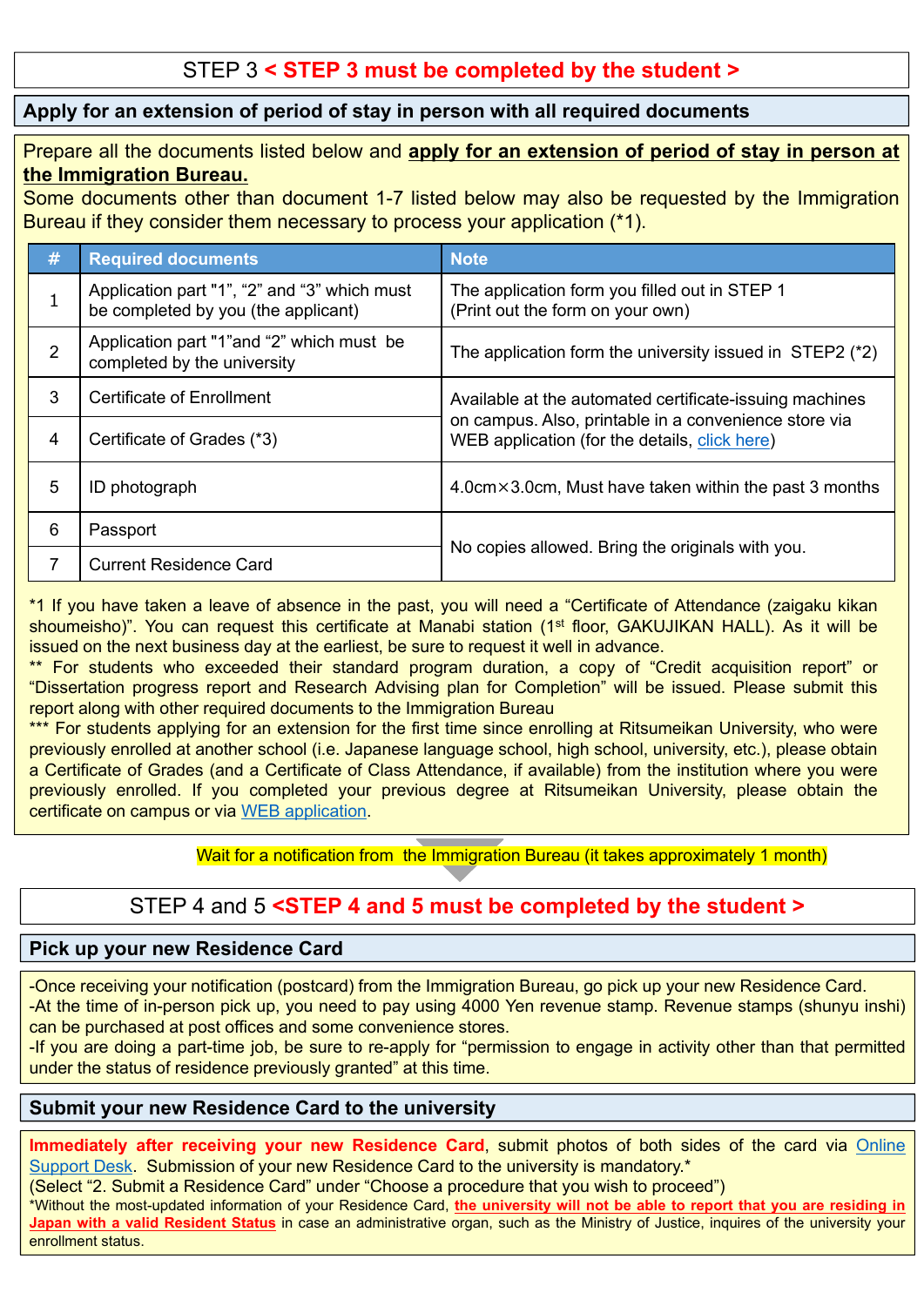## STEP 3 **< STEP 3 must be completed by the student >**

### Apply for an extension of period of stay in person with all required documents

Prepare all the documents listed below and **apply for an extension of period of stay in person at the Immigration Bureau.**
Some documents other than document 1-7 listed below may also be requested by the Immigration Bureau if they consider them necessary to process your application (*1).

| # | Required documents | Note |
|---|---|---|
| 1 | Application part "1", "2" and "3" which must be completed by you (the applicant) | The application form you filled out in STEP 1 (Print out the form on your own) |
| 2 | Application part "1"and "2" which must be completed by the university | The application form the university issued in STEP2 (*2) |
| 3 | Certificate of Enrollment | Available at the automated certificate-issuing machines on campus. Also, printable in a convenience store via WEB application (for the details, click here) |
| 4 | Certificate of Grades (*3) | |
| 5 | ID photograph | 4.0cm×3.0cm, Must have taken within the past 3 months |
| 6 | Passport | No copies allowed. Bring the originals with you. |
| 7 | Current Residence Card | |

*1 If you have taken a leave of absence in the past, you will need a "Certificate of Attendance (zaigaku kikan shoumeisho)". You can request this certificate at Manabi station (1st floor, GAKUJIKAN HALL). As it will be issued on the next business day at the earliest, be sure to request it well in advance.
** For students who exceeded their standard program duration, a copy of "Credit acquisition report" or "Dissertation progress report and Research Advising plan for Completion" will be issued. Please submit this report along with other required documents to the Immigration Bureau
*** For students applying for an extension for the first time since enrolling at Ritsumeikan University, who were previously enrolled at another school (i.e. Japanese language school, high school, university, etc.), please obtain a Certificate of Grades (and a Certificate of Class Attendance, if available) from the institution where you were previously enrolled. If you completed your previous degree at Ritsumeikan University, please obtain the certificate on campus or via WEB application.

Wait for a notification from the Immigration Bureau (it takes approximately 1 month)

## STEP 4 and 5 **<STEP 4 and 5 must be completed by the student >**

### Pick up your new Residence Card

-Once receiving your notification (postcard) from the Immigration Bureau, go pick up your new Residence Card.
-At the time of in-person pick up, you need to pay using 4000 Yen revenue stamp. Revenue stamps (shunyu inshi) can be purchased at post offices and some convenience stores.
-If you are doing a part-time job, be sure to re-apply for "permission to engage in activity other than that permitted under the status of residence previously granted" at this time.

### Submit your new Residence Card to the university

**Immediately after receiving your new Residence Card**, submit photos of both sides of the card via Online Support Desk. Submission of your new Residence Card to the university is mandatory.*
(Select "2. Submit a Residence Card" under "Choose a procedure that you wish to proceed")
*Without the most-updated information of your Residence Card, **the university will not be able to report that you are residing in Japan with a valid Resident Status** in case an administrative organ, such as the Ministry of Justice, inquires of the university your enrollment status.